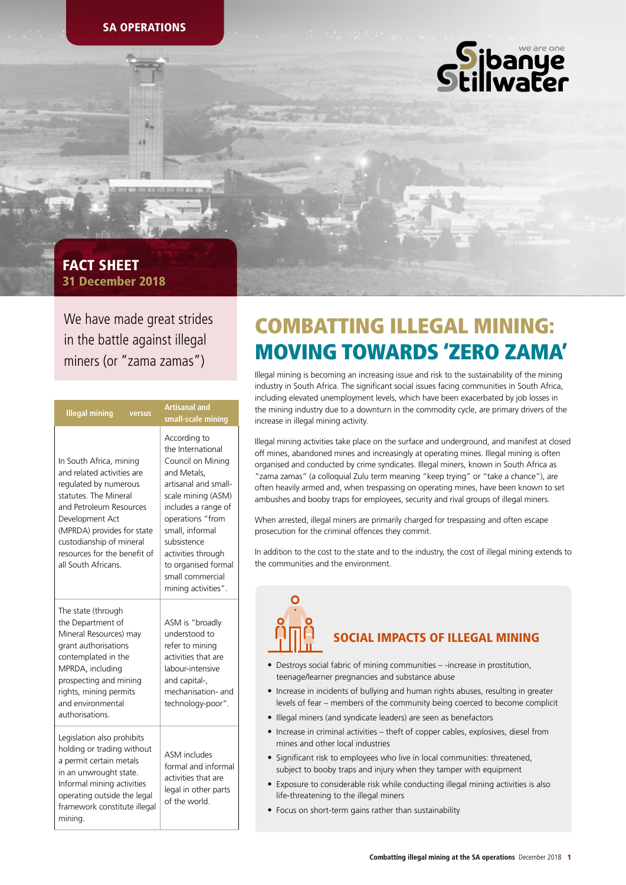SA OPERATIONS

# FACT SHEET
**31 December 2018**

We have made great strides in the battle against illegal miners (or "zama zamas")

| Illegal mining versus | Artisanal and small-scale mining |
|---|---|
| In South Africa, mining and related activities are regulated by numerous statutes. The Mineral and Petroleum Resources Development Act (MPRDA) provides for state custodianship of mineral resources for the benefit of all South Africans. | According to the International Council on Mining and Metals, artisanal and small-scale mining (ASM) includes a range of operations "from small, informal subsistence activities through to organised formal small commercial mining activities". |
| The state (through the Department of Mineral Resources) may grant authorisations contemplated in the MPRDA, including prospecting and mining rights, mining permits and environmental authorisations. | ASM is "broadly understood to refer to mining activities that are labour-intensive and capital-, mechanisation- and technology-poor". |
| Legislation also prohibits holding or trading without a permit certain metals in an unwrought state. Informal mining activities operating outside the legal framework constitute illegal mining. | ASM includes formal and informal activities that are legal in other parts of the world. |

# COMBATTING ILLEGAL MINING: MOVING TOWARDS 'ZERO ZAMA'

Illegal mining is becoming an increasing issue and risk to the sustainability of the mining industry in South Africa. The significant social issues facing communities in South Africa, including elevated unemployment levels, which have been exacerbated by job losses in the mining industry due to a downturn in the commodity cycle, are primary drivers of the increase in illegal mining activity.

Illegal mining activities take place on the surface and underground, and manifest at closed off mines, abandoned mines and increasingly at operating mines. Illegal mining is often organised and conducted by crime syndicates. Illegal miners, known in South Africa as "zama zamas" (a colloquial Zulu term meaning "keep trying" or "take a chance"), are often heavily armed and, when trespassing on operating mines, have been known to set ambushes and booby traps for employees, security and rival groups of illegal miners.

When arrested, illegal miners are primarily charged for trespassing and often escape prosecution for the criminal offences they commit.

In addition to the cost to the state and to the industry, the cost of illegal mining extends to the communities and the environment.

## SOCIAL IMPACTS OF ILLEGAL MINING

- Destroys social fabric of mining communities – -increase in prostitution, teenage/learner pregnancies and substance abuse
- Increase in incidents of bullying and human rights abuses, resulting in greater levels of fear – members of the community being coerced to become complicit
- Illegal miners (and syndicate leaders) are seen as benefactors
- Increase in criminal activities – theft of copper cables, explosives, diesel from mines and other local industries
- Significant risk to employees who live in local communities: threatened, subject to booby traps and injury when they tamper with equipment
- Exposure to considerable risk while conducting illegal mining activities is also life-threatening to the illegal miners
- Focus on short-term gains rather than sustainability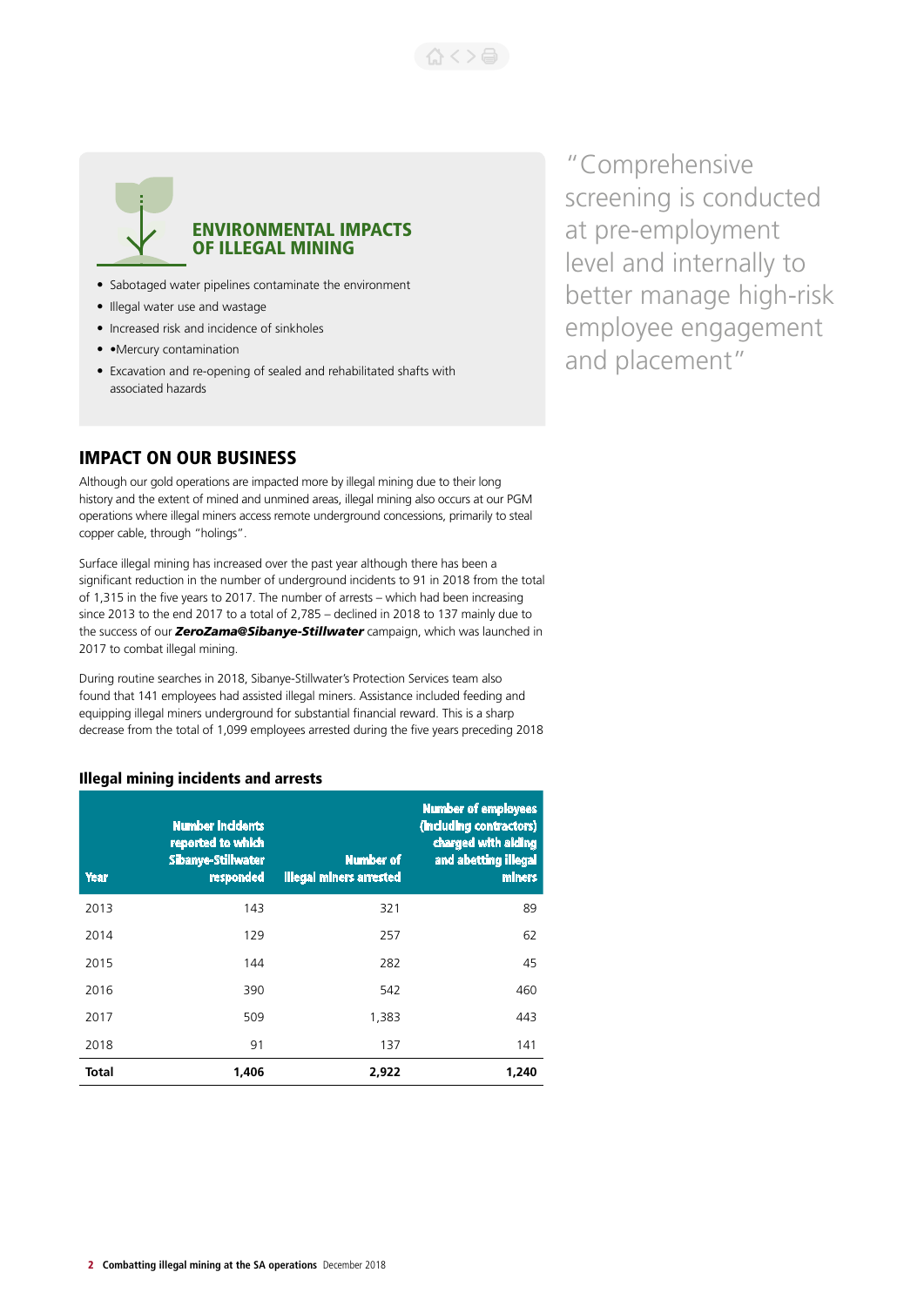## ENVIRONMENTAL IMPACTS OF ILLEGAL MINING

- Sabotaged water pipelines contaminate the environment
- Illegal water use and wastage
- Increased risk and incidence of sinkholes
- •Mercury contamination
- Excavation and re-opening of sealed and rehabilitated shafts with associated hazards

"Comprehensive screening is conducted at pre-employment level and internally to better manage high-risk employee engagement and placement"

## IMPACT ON OUR BUSINESS

Although our gold operations are impacted more by illegal mining due to their long history and the extent of mined and unmined areas, illegal mining also occurs at our PGM operations where illegal miners access remote underground concessions, primarily to steal copper cable, through "holings".

Surface illegal mining has increased over the past year although there has been a significant reduction in the number of underground incidents to 91 in 2018 from the total of 1,315 in the five years to 2017. The number of arrests – which had been increasing since 2013 to the end 2017 to a total of 2,785 – declined in 2018 to 137 mainly due to the success of our ***ZeroZama@Sibanye-Stillwater*** campaign, which was launched in 2017 to combat illegal mining.

During routine searches in 2018, Sibanye-Stillwater's Protection Services team also found that 141 employees had assisted illegal miners. Assistance included feeding and equipping illegal miners underground for substantial financial reward. This is a sharp decrease from the total of 1,099 employees arrested during the five years preceding 2018

### Illegal mining incidents and arrests

| Year | Number incidents reported to which Sibanye-Stillwater responded | Number of illegal miners arrested | Number of employees (including contractors) charged with aiding and abetting illegal miners |
|---|---|---|---|
| 2013 | 143 | 321 | 89 |
| 2014 | 129 | 257 | 62 |
| 2015 | 144 | 282 | 45 |
| 2016 | 390 | 542 | 460 |
| 2017 | 509 | 1,383 | 443 |
| 2018 | 91 | 137 | 141 |
| **Total** | **1,406** | **2,922** | **1,240** |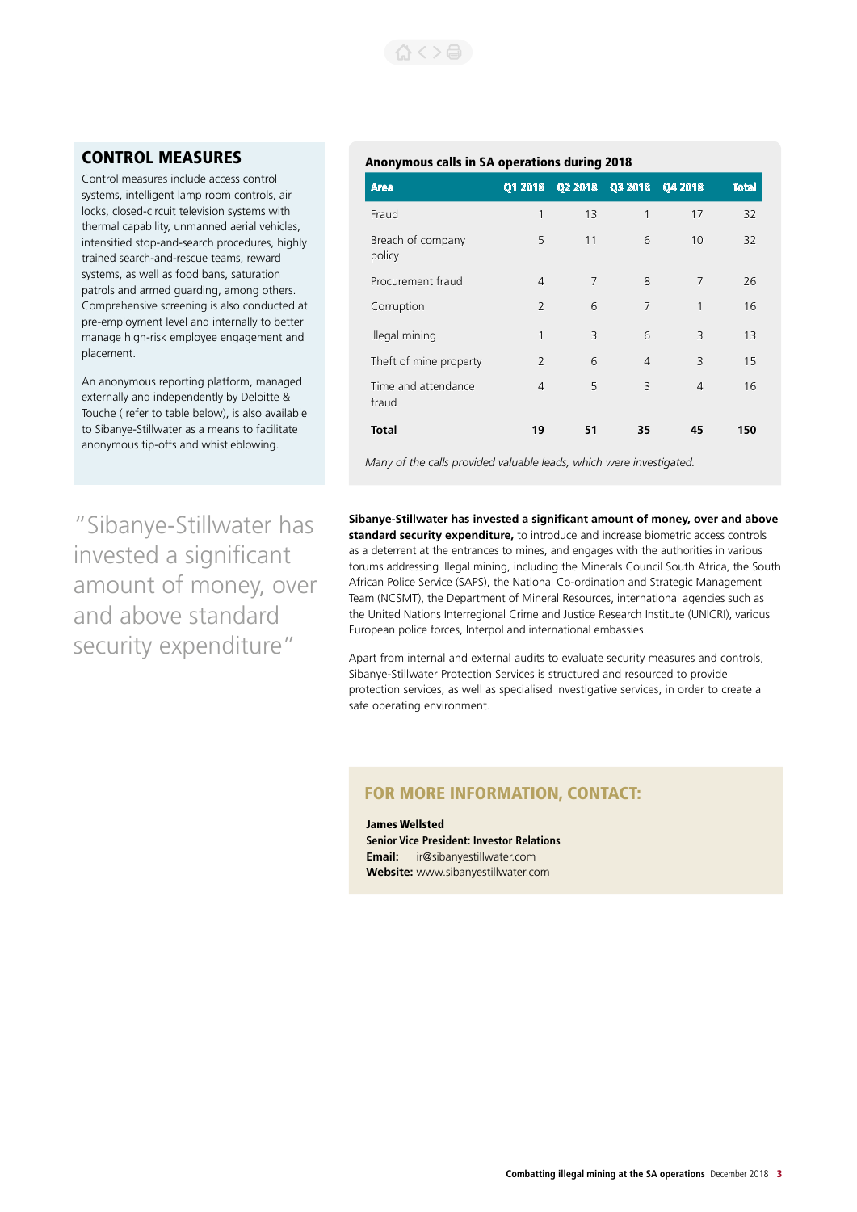## CONTROL MEASURES

Control measures include access control systems, intelligent lamp room controls, air locks, closed-circuit television systems with thermal capability, unmanned aerial vehicles, intensified stop-and-search procedures, highly trained search-and-rescue teams, reward systems, as well as food bans, saturation patrols and armed guarding, among others. Comprehensive screening is also conducted at pre-employment level and internally to better manage high-risk employee engagement and placement.

An anonymous reporting platform, managed externally and independently by Deloitte & Touche ( refer to table below), is also available to Sibanye-Stillwater as a means to facilitate anonymous tip-offs and whistleblowing.

**Anonymous calls in SA operations during 2018**

| Area | Q1 2018 | Q2 2018 | Q3 2018 | Q4 2018 | Total |
|---|---|---|---|---|---|
| Fraud | 1 | 13 | 1 | 17 | 32 |
| Breach of company policy | 5 | 11 | 6 | 10 | 32 |
| Procurement fraud | 4 | 7 | 8 | 7 | 26 |
| Corruption | 2 | 6 | 7 | 1 | 16 |
| Illegal mining | 1 | 3 | 6 | 3 | 13 |
| Theft of mine property | 2 | 6 | 4 | 3 | 15 |
| Time and attendance fraud | 4 | 5 | 3 | 4 | 16 |
| **Total** | **19** | **51** | **35** | **45** | **150** |

*Many of the calls provided valuable leads, which were investigated.*

"Sibanye-Stillwater has invested a significant amount of money, over and above standard security expenditure"

**Sibanye-Stillwater has invested a significant amount of money, over and above standard security expenditure,** to introduce and increase biometric access controls as a deterrent at the entrances to mines, and engages with the authorities in various forums addressing illegal mining, including the Minerals Council South Africa, the South African Police Service (SAPS), the National Co-ordination and Strategic Management Team (NCSMT), the Department of Mineral Resources, international agencies such as the United Nations Interregional Crime and Justice Research Institute (UNICRI), various European police forces, Interpol and international embassies.

Apart from internal and external audits to evaluate security measures and controls, Sibanye-Stillwater Protection Services is structured and resourced to provide protection services, as well as specialised investigative services, in order to create a safe operating environment.

## FOR MORE INFORMATION, CONTACT:

**James Wellsted**
**Senior Vice President: Investor Relations**
**Email:** ir@sibanyestillwater.com
**Website:** www.sibanyestillwater.com